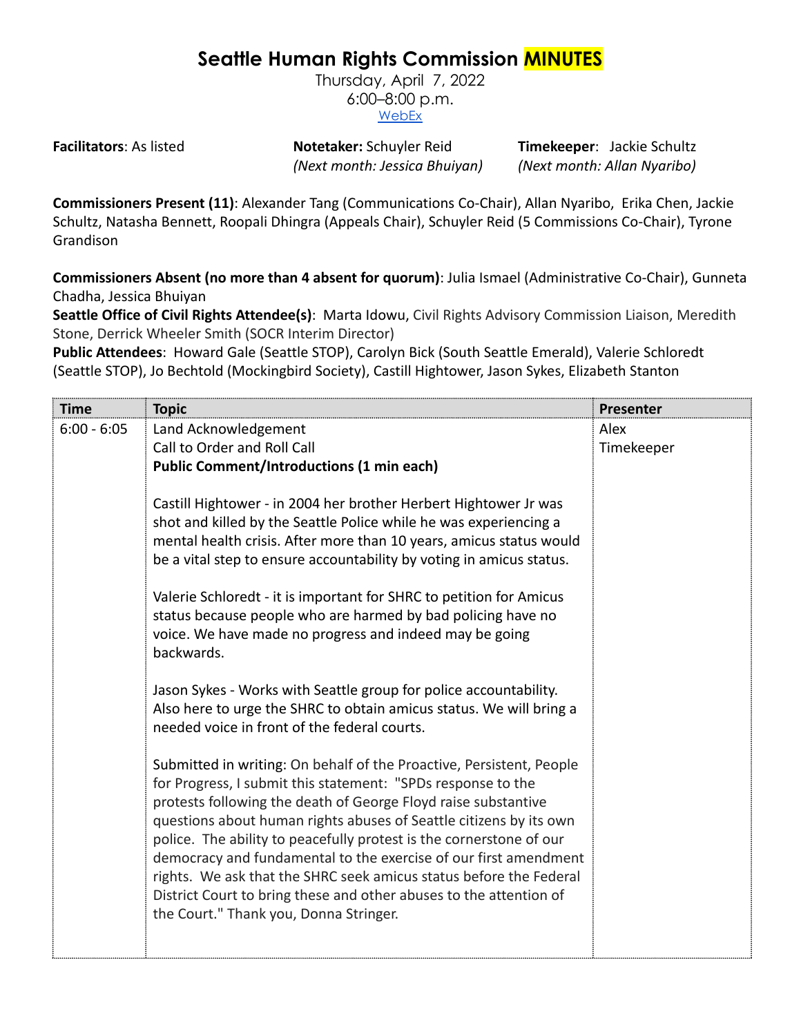# Seattle Human Rights Commission MINUTES

Thursday, April 7, 2022
6:00–8:00 p.m.
WebEx

**Facilitators**: As listed

**Notetaker:** Schuyler Reid
*(Next month: Jessica Bhuiyan)*

**Timekeeper**: Jackie Schultz
*(Next month: Allan Nyaribo)*

**Commissioners Present (11)**: Alexander Tang (Communications Co-Chair), Allan Nyaribo, Erika Chen, Jackie Schultz, Natasha Bennett, Roopali Dhingra (Appeals Chair), Schuyler Reid (5 Commissions Co-Chair), Tyrone Grandison

**Commissioners Absent (no more than 4 absent for quorum)**: Julia Ismael (Administrative Co-Chair), Gunneta Chadha, Jessica Bhuiyan

**Seattle Office of Civil Rights Attendee(s)**: Marta Idowu, Civil Rights Advisory Commission Liaison, Meredith Stone, Derrick Wheeler Smith (SOCR Interim Director)

**Public Attendees**: Howard Gale (Seattle STOP), Carolyn Bick (South Seattle Emerald), Valerie Schloredt (Seattle STOP), Jo Bechtold (Mockingbird Society), Castill Hightower, Jason Sykes, Elizabeth Stanton

| Time | Topic | Presenter |
|---|---|---|
| 6:00 - 6:05 | Land Acknowledgement<br>Call to Order and Roll Call<br>**Public Comment/Introductions (1 min each)**<br><br>Castill Hightower - in 2004 her brother Herbert Hightower Jr was shot and killed by the Seattle Police while he was experiencing a mental health crisis. After more than 10 years, amicus status would be a vital step to ensure accountability by voting in amicus status.<br><br>Valerie Schloredt - it is important for SHRC to petition for Amicus status because people who are harmed by bad policing have no voice. We have made no progress and indeed may be going backwards.<br><br>Jason Sykes - Works with Seattle group for police accountability. Also here to urge the SHRC to obtain amicus status. We will bring a needed voice in front of the federal courts.<br><br>Submitted in writing: On behalf of the Proactive, Persistent, People for Progress, I submit this statement: "SPDs response to the protests following the death of George Floyd raise substantive questions about human rights abuses of Seattle citizens by its own police. The ability to peacefully protest is the cornerstone of our democracy and fundamental to the exercise of our first amendment rights. We ask that the SHRC seek amicus status before the Federal District Court to bring these and other abuses to the attention of the Court." Thank you, Donna Stringer. | Alex<br>Timekeeper |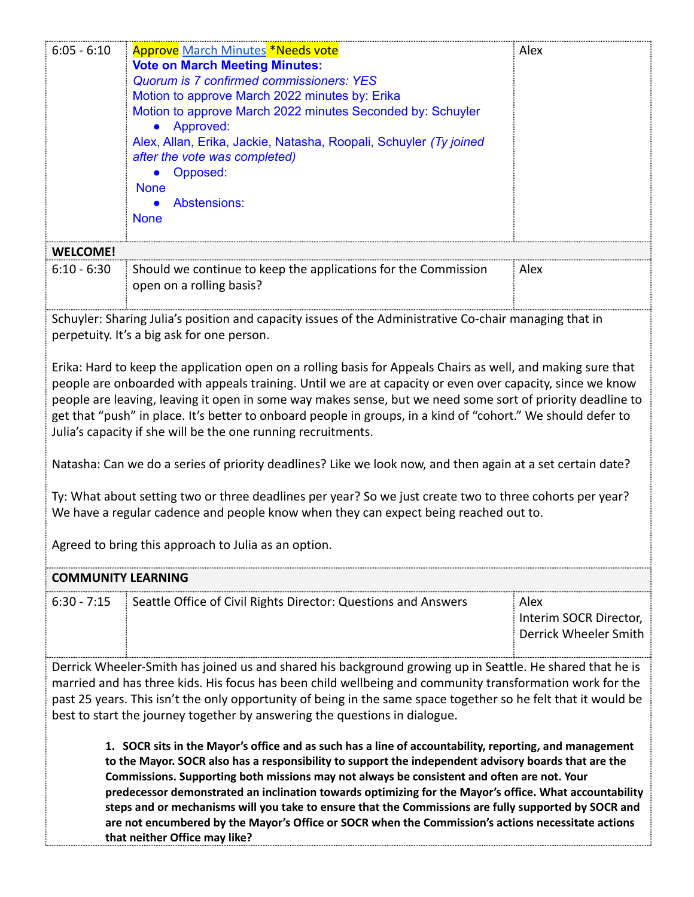| | | |
|---|---|---|
| 6:05 - 6:10 | Approve March Minutes *Needs vote<br>**Vote on March Meeting Minutes:**<br>*Quorum is 7 confirmed commissioners: YES*<br>Motion to approve March 2022 minutes by: Erika<br>Motion to approve March 2022 minutes Seconded by: Schuyler<br>• Approved:<br>Alex, Allan, Erika, Jackie, Natasha, Roopali, Schuyler *(Ty joined after the vote was completed)*<br>• Opposed:<br>None<br>• Abstensions:<br>None | Alex |
| **WELCOME!** | | |
| 6:10 - 6:30 | Should we continue to keep the applications for the Commission open on a rolling basis? | Alex |

Schuyler: Sharing Julia's position and capacity issues of the Administrative Co-chair managing that in perpetuity. It's a big ask for one person.

Erika: Hard to keep the application open on a rolling basis for Appeals Chairs as well, and making sure that people are onboarded with appeals training. Until we are at capacity or even over capacity, since we know people are leaving, leaving it open in some way makes sense, but we need some sort of priority deadline to get that "push" in place. It's better to onboard people in groups, in a kind of "cohort." We should defer to Julia's capacity if she will be the one running recruitments.

Natasha: Can we do a series of priority deadlines? Like we look now, and then again at a set certain date?

Ty: What about setting two or three deadlines per year? So we just create two to three cohorts per year? We have a regular cadence and people know when they can expect being reached out to.

Agreed to bring this approach to Julia as an option.

| | | |
|---|---|---|
| **COMMUNITY LEARNING** | | |
| 6:30 - 7:15 | Seattle Office of Civil Rights Director: Questions and Answers | Alex<br>Interim SOCR Director, Derrick Wheeler Smith |

Derrick Wheeler-Smith has joined us and shared his background growing up in Seattle. He shared that he is married and has three kids. His focus has been child wellbeing and community transformation work for the past 25 years. This isn't the only opportunity of being in the same space together so he felt that it would be best to start the journey together by answering the questions in dialogue.

1. **SOCR sits in the Mayor's office and as such has a line of accountability, reporting, and management to the Mayor. SOCR also has a responsibility to support the independent advisory boards that are the Commissions. Supporting both missions may not always be consistent and often are not. Your predecessor demonstrated an inclination towards optimizing for the Mayor's office. What accountability steps and or mechanisms will you take to ensure that the Commissions are fully supported by SOCR and are not encumbered by the Mayor's Office or SOCR when the Commission's actions necessitate actions that neither Office may like?**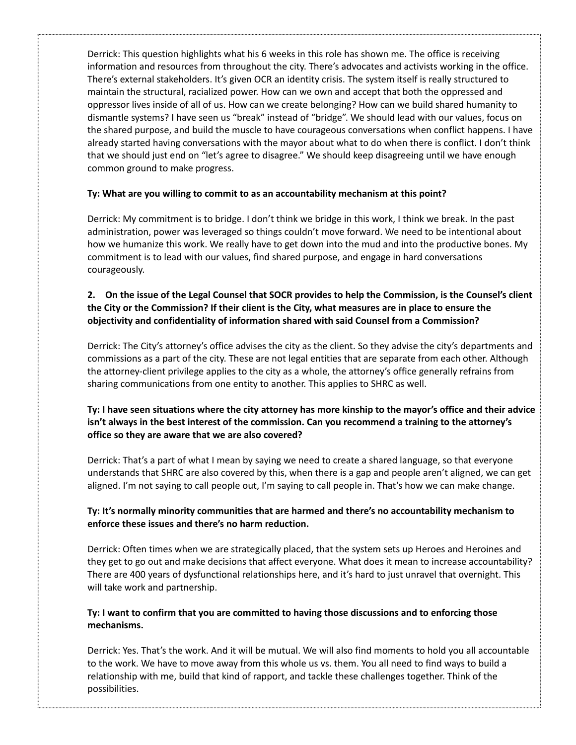Derrick: This question highlights what his 6 weeks in this role has shown me. The office is receiving information and resources from throughout the city. There's advocates and activists working in the office. There's external stakeholders. It's given OCR an identity crisis. The system itself is really structured to maintain the structural, racialized power. How can we own and accept that both the oppressed and oppressor lives inside of all of us. How can we create belonging? How can we build shared humanity to dismantle systems? I have seen us "break" instead of "bridge". We should lead with our values, focus on the shared purpose, and build the muscle to have courageous conversations when conflict happens. I have already started having conversations with the mayor about what to do when there is conflict. I don't think that we should just end on "let's agree to disagree." We should keep disagreeing until we have enough common ground to make progress.

**Ty: What are you willing to commit to as an accountability mechanism at this point?**

Derrick: My commitment is to bridge. I don't think we bridge in this work, I think we break. In the past administration, power was leveraged so things couldn't move forward. We need to be intentional about how we humanize this work. We really have to get down into the mud and into the productive bones. My commitment is to lead with our values, find shared purpose, and engage in hard conversations courageously.

**2. On the issue of the Legal Counsel that SOCR provides to help the Commission, is the Counsel's client the City or the Commission? If their client is the City, what measures are in place to ensure the objectivity and confidentiality of information shared with said Counsel from a Commission?**

Derrick: The City's attorney's office advises the city as the client. So they advise the city's departments and commissions as a part of the city. These are not legal entities that are separate from each other. Although the attorney-client privilege applies to the city as a whole, the attorney's office generally refrains from sharing communications from one entity to another. This applies to SHRC as well.

**Ty: I have seen situations where the city attorney has more kinship to the mayor's office and their advice isn't always in the best interest of the commission. Can you recommend a training to the attorney's office so they are aware that we are also covered?**

Derrick: That's a part of what I mean by saying we need to create a shared language, so that everyone understands that SHRC are also covered by this, when there is a gap and people aren't aligned, we can get aligned. I'm not saying to call people out, I'm saying to call people in. That's how we can make change.

**Ty: It's normally minority communities that are harmed and there's no accountability mechanism to enforce these issues and there's no harm reduction.**

Derrick: Often times when we are strategically placed, that the system sets up Heroes and Heroines and they get to go out and make decisions that affect everyone. What does it mean to increase accountability? There are 400 years of dysfunctional relationships here, and it's hard to just unravel that overnight. This will take work and partnership.

**Ty: I want to confirm that you are committed to having those discussions and to enforcing those mechanisms.**

Derrick: Yes. That's the work. And it will be mutual. We will also find moments to hold you all accountable to the work. We have to move away from this whole us vs. them. You all need to find ways to build a relationship with me, build that kind of rapport, and tackle these challenges together. Think of the possibilities.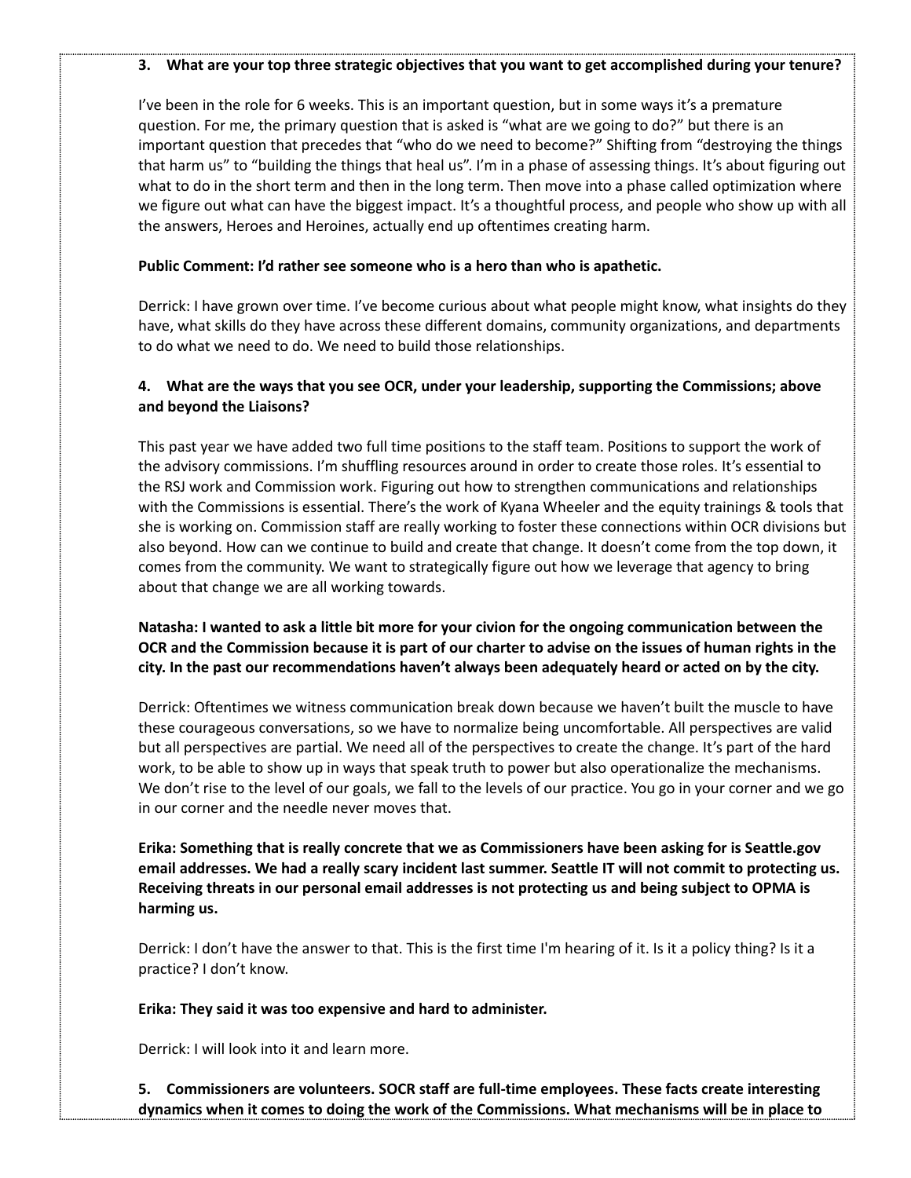**3. What are your top three strategic objectives that you want to get accomplished during your tenure?**

I've been in the role for 6 weeks. This is an important question, but in some ways it's a premature question. For me, the primary question that is asked is "what are we going to do?" but there is an important question that precedes that "who do we need to become?" Shifting from "destroying the things that harm us" to "building the things that heal us". I'm in a phase of assessing things. It's about figuring out what to do in the short term and then in the long term. Then move into a phase called optimization where we figure out what can have the biggest impact. It's a thoughtful process, and people who show up with all the answers, Heroes and Heroines, actually end up oftentimes creating harm.

**Public Comment: I'd rather see someone who is a hero than who is apathetic.**

Derrick: I have grown over time. I've become curious about what people might know, what insights do they have, what skills do they have across these different domains, community organizations, and departments to do what we need to do. We need to build those relationships.

**4. What are the ways that you see OCR, under your leadership, supporting the Commissions; above and beyond the Liaisons?**

This past year we have added two full time positions to the staff team. Positions to support the work of the advisory commissions. I'm shuffling resources around in order to create those roles. It's essential to the RSJ work and Commission work. Figuring out how to strengthen communications and relationships with the Commissions is essential. There's the work of Kyana Wheeler and the equity trainings & tools that she is working on. Commission staff are really working to foster these connections within OCR divisions but also beyond. How can we continue to build and create that change. It doesn't come from the top down, it comes from the community. We want to strategically figure out how we leverage that agency to bring about that change we are all working towards.

**Natasha: I wanted to ask a little bit more for your civion for the ongoing communication between the OCR and the Commission because it is part of our charter to advise on the issues of human rights in the city. In the past our recommendations haven't always been adequately heard or acted on by the city.**

Derrick: Oftentimes we witness communication break down because we haven't built the muscle to have these courageous conversations, so we have to normalize being uncomfortable. All perspectives are valid but all perspectives are partial. We need all of the perspectives to create the change. It's part of the hard work, to be able to show up in ways that speak truth to power but also operationalize the mechanisms. We don't rise to the level of our goals, we fall to the levels of our practice. You go in your corner and we go in our corner and the needle never moves that.

**Erika: Something that is really concrete that we as Commissioners have been asking for is Seattle.gov email addresses. We had a really scary incident last summer. Seattle IT will not commit to protecting us. Receiving threats in our personal email addresses is not protecting us and being subject to OPMA is harming us.**

Derrick: I don't have the answer to that. This is the first time I'm hearing of it. Is it a policy thing? Is it a practice? I don't know.

**Erika: They said it was too expensive and hard to administer.**

Derrick: I will look into it and learn more.

**5. Commissioners are volunteers. SOCR staff are full-time employees. These facts create interesting dynamics when it comes to doing the work of the Commissions. What mechanisms will be in place to**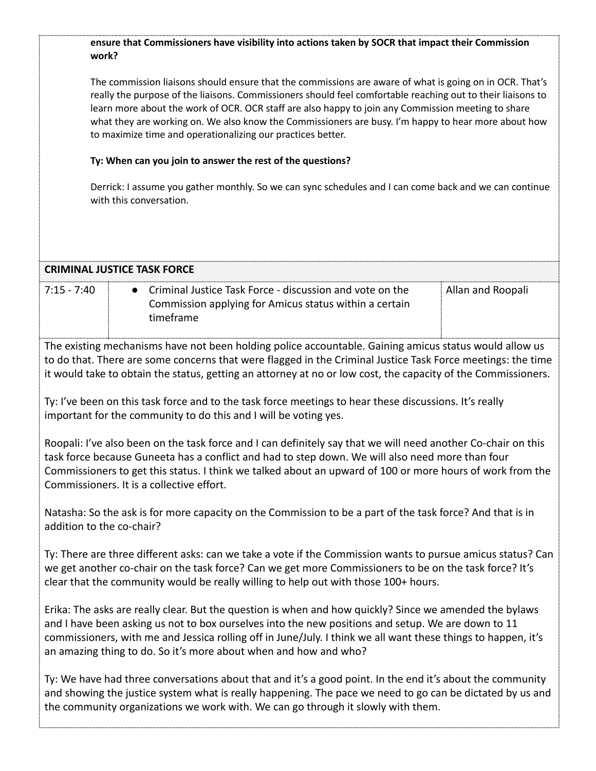**ensure that Commissioners have visibility into actions taken by SOCR that impact their Commission work?**

The commission liaisons should ensure that the commissions are aware of what is going on in OCR. That's really the purpose of the liaisons. Commissioners should feel comfortable reaching out to their liaisons to learn more about the work of OCR. OCR staff are also happy to join any Commission meeting to share what they are working on. We also know the Commissioners are busy. I'm happy to hear more about how to maximize time and operationalizing our practices better.

**Ty: When can you join to answer the rest of the questions?**

Derrick: I assume you gather monthly. So we can sync schedules and I can come back and we can continue with this conversation.

**CRIMINAL JUSTICE TASK FORCE**

| | | |
|---|---|---|
| 7:15 - 7:40 | • Criminal Justice Task Force - discussion and vote on the Commission applying for Amicus status within a certain timeframe | Allan and Roopali |

The existing mechanisms have not been holding police accountable. Gaining amicus status would allow us to do that. There are some concerns that were flagged in the Criminal Justice Task Force meetings: the time it would take to obtain the status, getting an attorney at no or low cost, the capacity of the Commissioners.

Ty: I've been on this task force and to the task force meetings to hear these discussions. It's really important for the community to do this and I will be voting yes.

Roopali: I've also been on the task force and I can definitely say that we will need another Co-chair on this task force because Guneeta has a conflict and had to step down. We will also need more than four Commissioners to get this status. I think we talked about an upward of 100 or more hours of work from the Commissioners. It is a collective effort.

Natasha: So the ask is for more capacity on the Commission to be a part of the task force? And that is in addition to the co-chair?

Ty: There are three different asks: can we take a vote if the Commission wants to pursue amicus status? Can we get another co-chair on the task force? Can we get more Commissioners to be on the task force? It's clear that the community would be really willing to help out with those 100+ hours.

Erika: The asks are really clear. But the question is when and how quickly? Since we amended the bylaws and I have been asking us not to box ourselves into the new positions and setup. We are down to 11 commissioners, with me and Jessica rolling off in June/July. I think we all want these things to happen, it's an amazing thing to do. So it's more about when and how and who?

Ty: We have had three conversations about that and it's a good point. In the end it's about the community and showing the justice system what is really happening. The pace we need to go can be dictated by us and the community organizations we work with. We can go through it slowly with them.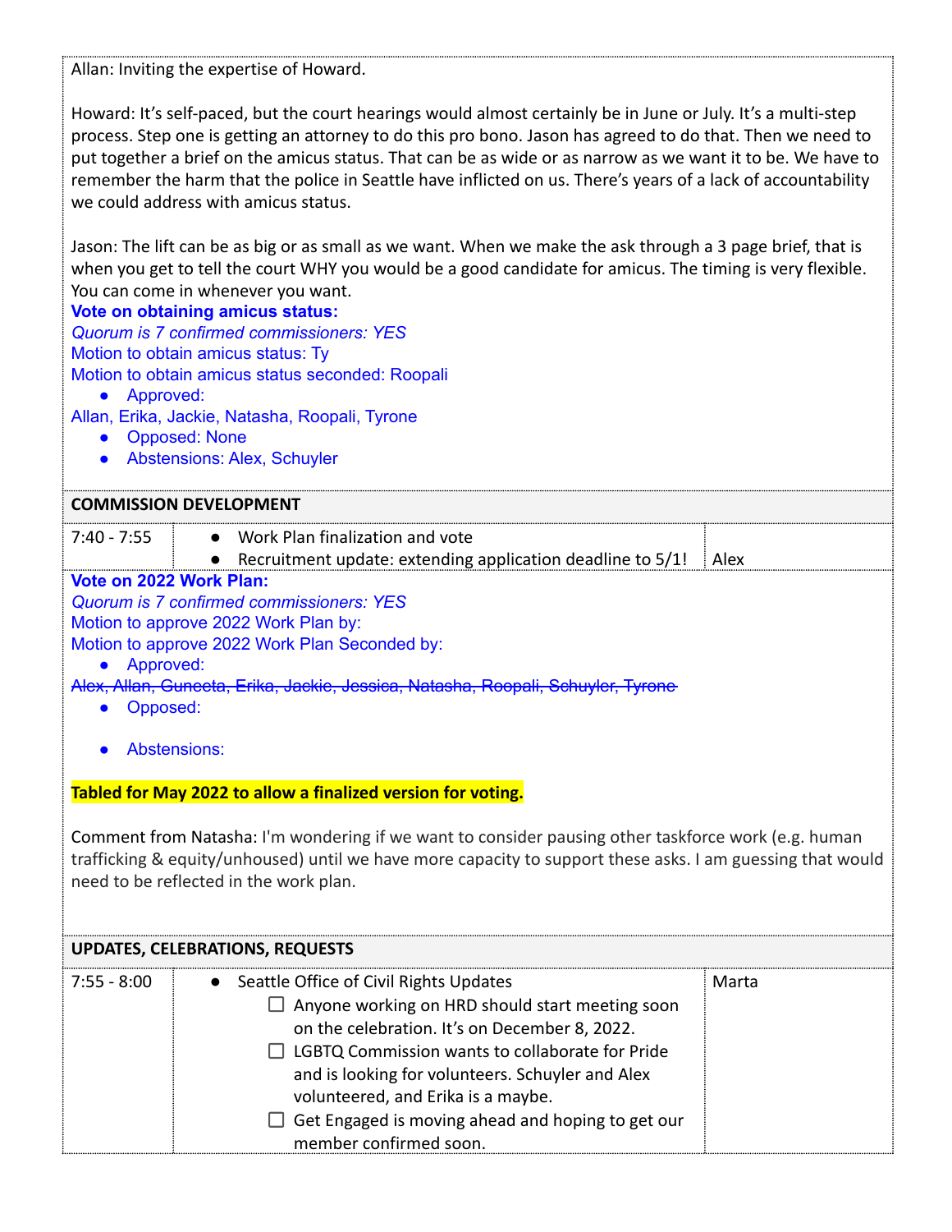Allan: Inviting the expertise of Howard.

Howard: It's self-paced, but the court hearings would almost certainly be in June or July. It's a multi-step process. Step one is getting an attorney to do this pro bono. Jason has agreed to do that. Then we need to put together a brief on the amicus status. That can be as wide or as narrow as we want it to be. We have to remember the harm that the police in Seattle have inflicted on us. There's years of a lack of accountability we could address with amicus status.

Jason: The lift can be as big or as small as we want. When we make the ask through a 3 page brief, that is when you get to tell the court WHY you would be a good candidate for amicus. The timing is very flexible. You can come in whenever you want.

**Vote on obtaining amicus status:**

*Quorum is 7 confirmed commissioners: YES*

Motion to obtain amicus status: Ty

Motion to obtain amicus status seconded: Roopali

- Approved:

Allan, Erika, Jackie, Natasha, Roopali, Tyrone

- Opposed: None
- Abstensions: Alex, Schuyler

| COMMISSION DEVELOPMENT | | |
|---|---|---|
| 7:40 - 7:55 | • Work Plan finalization and vote<br>• Recruitment update: extending application deadline to 5/1! | Alex |

**Vote on 2022 Work Plan:**

*Quorum is 7 confirmed commissioners: YES*

Motion to approve 2022 Work Plan by:

Motion to approve 2022 Work Plan Seconded by:

- Approved:

~~Alex, Allan, Guneeta, Erika, Jackie, Jessica, Natasha, Roopali, Schuyler, Tyrone~~

- Opposed:
- Abstensions:

**Tabled for May 2022 to allow a finalized version for voting.**

Comment from Natasha: I'm wondering if we want to consider pausing other taskforce work (e.g. human trafficking & equity/unhoused) until we have more capacity to support these asks. I am guessing that would need to be reflected in the work plan.

| UPDATES, CELEBRATIONS, REQUESTS | | |
|---|---|---|
| 7:55 - 8:00 | • Seattle Office of Civil Rights Updates<br>☐ Anyone working on HRD should start meeting soon on the celebration. It's on December 8, 2022.<br>☐ LGBTQ Commission wants to collaborate for Pride and is looking for volunteers. Schuyler and Alex volunteered, and Erika is a maybe.<br>☐ Get Engaged is moving ahead and hoping to get our member confirmed soon. | Marta |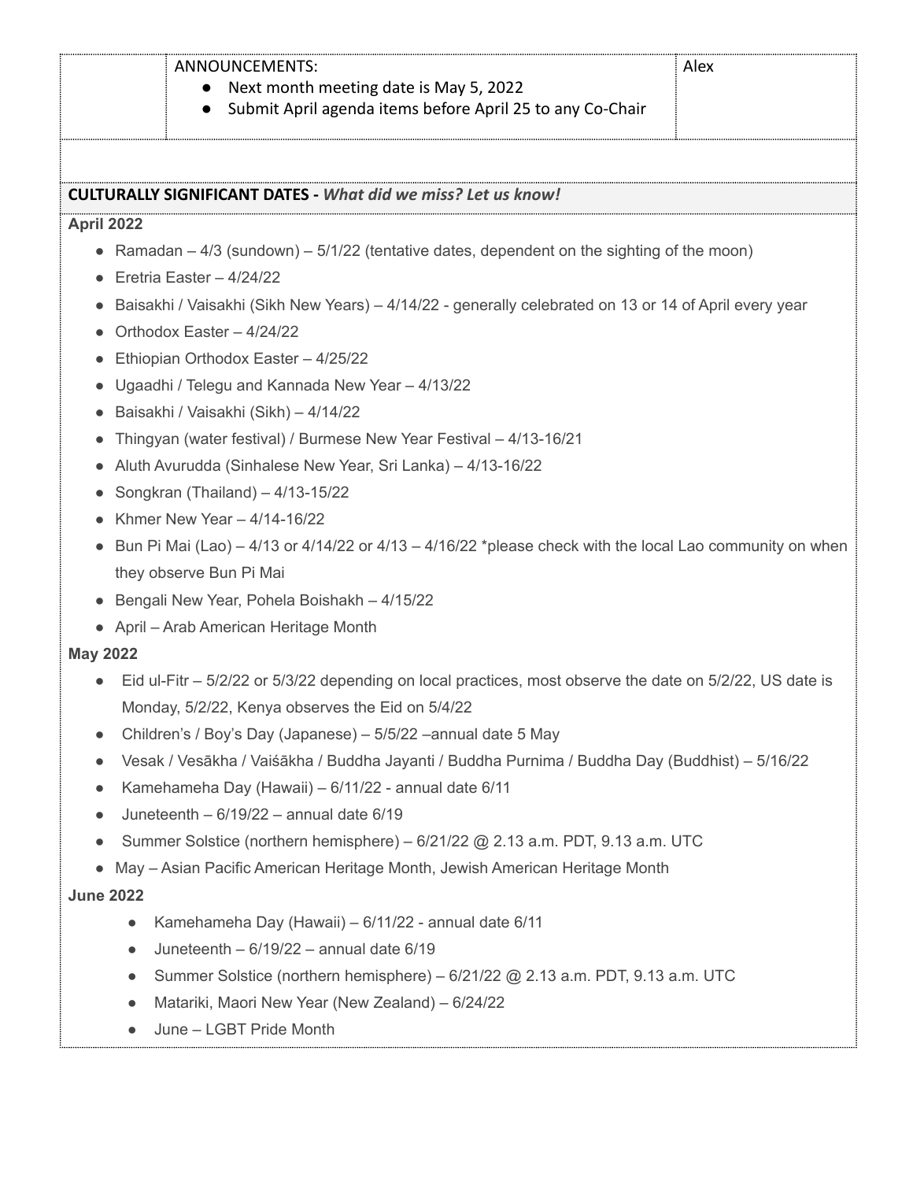| | | |
|---|---|---|
| | ANNOUNCEMENTS:<br>● Next month meeting date is May 5, 2022<br>● Submit April agenda items before April 25 to any Co-Chair | Alex |

**CULTURALLY SIGNIFICANT DATES -** ***What did we miss? Let us know!***

**April 2022**

- Ramadan – 4/3 (sundown) – 5/1/22 (tentative dates, dependent on the sighting of the moon)
- Eretria Easter – 4/24/22
- Baisakhi / Vaisakhi (Sikh New Years) – 4/14/22 - generally celebrated on 13 or 14 of April every year
- Orthodox Easter – 4/24/22
- Ethiopian Orthodox Easter – 4/25/22
- Ugaadhi / Telegu and Kannada New Year – 4/13/22
- Baisakhi / Vaisakhi (Sikh) – 4/14/22
- Thingyan (water festival) / Burmese New Year Festival – 4/13-16/21
- Aluth Avurudda (Sinhalese New Year, Sri Lanka) – 4/13-16/22
- Songkran (Thailand) – 4/13-15/22
- Khmer New Year – 4/14-16/22
- Bun Pi Mai (Lao) – 4/13 or 4/14/22 or 4/13 – 4/16/22 *please check with the local Lao community on when they observe Bun Pi Mai
- Bengali New Year, Pohela Boishakh – 4/15/22
- April – Arab American Heritage Month

**May 2022**

- Eid ul-Fitr – 5/2/22 or 5/3/22 depending on local practices, most observe the date on 5/2/22, US date is Monday, 5/2/22, Kenya observes the Eid on 5/4/22
- Children's / Boy's Day (Japanese) – 5/5/22 –annual date 5 May
- Vesak / Vesākha / Vaiśākha / Buddha Jayanti / Buddha Purnima / Buddha Day (Buddhist) – 5/16/22
- Kamehameha Day (Hawaii) – 6/11/22 - annual date 6/11
- Juneteenth – 6/19/22 – annual date 6/19
- Summer Solstice (northern hemisphere) – 6/21/22 @ 2.13 a.m. PDT, 9.13 a.m. UTC
- May – Asian Pacific American Heritage Month, Jewish American Heritage Month

**June 2022**

- Kamehameha Day (Hawaii) – 6/11/22 - annual date 6/11
- Juneteenth – 6/19/22 – annual date 6/19
- Summer Solstice (northern hemisphere) – 6/21/22 @ 2.13 a.m. PDT, 9.13 a.m. UTC
- Matariki, Maori New Year (New Zealand) – 6/24/22
- June – LGBT Pride Month